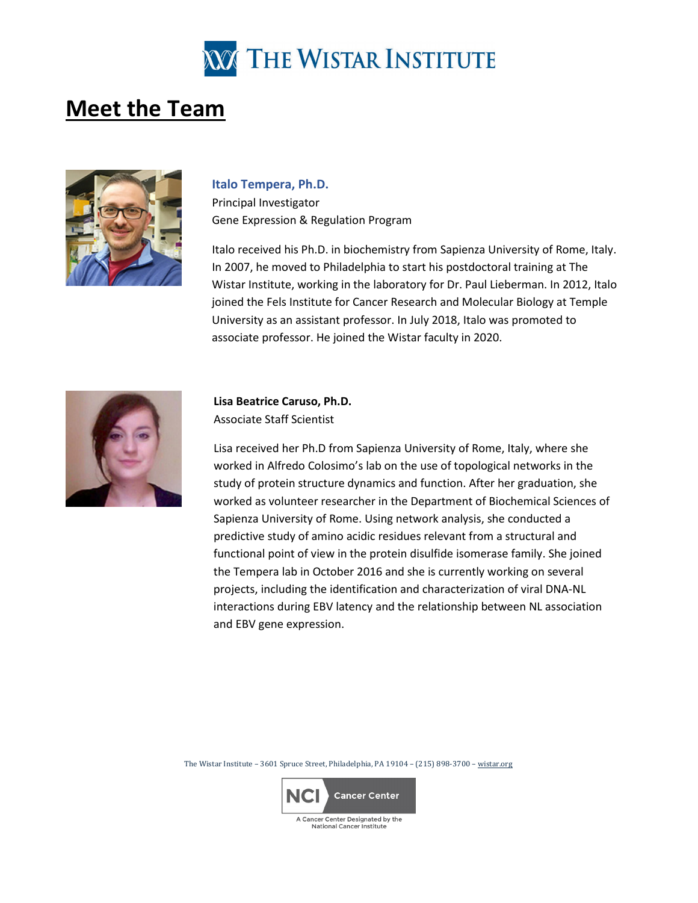# THE WISTAR INSTITUTE

## Meet the Team

**Italo Tempera, Ph.D.**
Principal Investigator
Gene Expression & Regulation Program

Italo received his Ph.D. in biochemistry from Sapienza University of Rome, Italy. In 2007, he moved to Philadelphia to start his postdoctoral training at The Wistar Institute, working in the laboratory for Dr. Paul Lieberman. In 2012, Italo joined the Fels Institute for Cancer Research and Molecular Biology at Temple University as an assistant professor. In July 2018, Italo was promoted to associate professor. He joined the Wistar faculty in 2020.

**Lisa Beatrice Caruso, Ph.D.**
Associate Staff Scientist

Lisa received her Ph.D from Sapienza University of Rome, Italy, where she worked in Alfredo Colosimo's lab on the use of topological networks in the study of protein structure dynamics and function. After her graduation, she worked as volunteer researcher in the Department of Biochemical Sciences of Sapienza University of Rome. Using network analysis, she conducted a predictive study of amino acidic residues relevant from a structural and functional point of view in the protein disulfide isomerase family. She joined the Tempera lab in October 2016 and she is currently working on several projects, including the identification and characterization of viral DNA-NL interactions during EBV latency and the relationship between NL association and EBV gene expression.

The Wistar Institute – 3601 Spruce Street, Philadelphia, PA 19104 – (215) 898-3700 – wistar.org

NCI Cancer Center
A Cancer Center Designated by the National Cancer Institute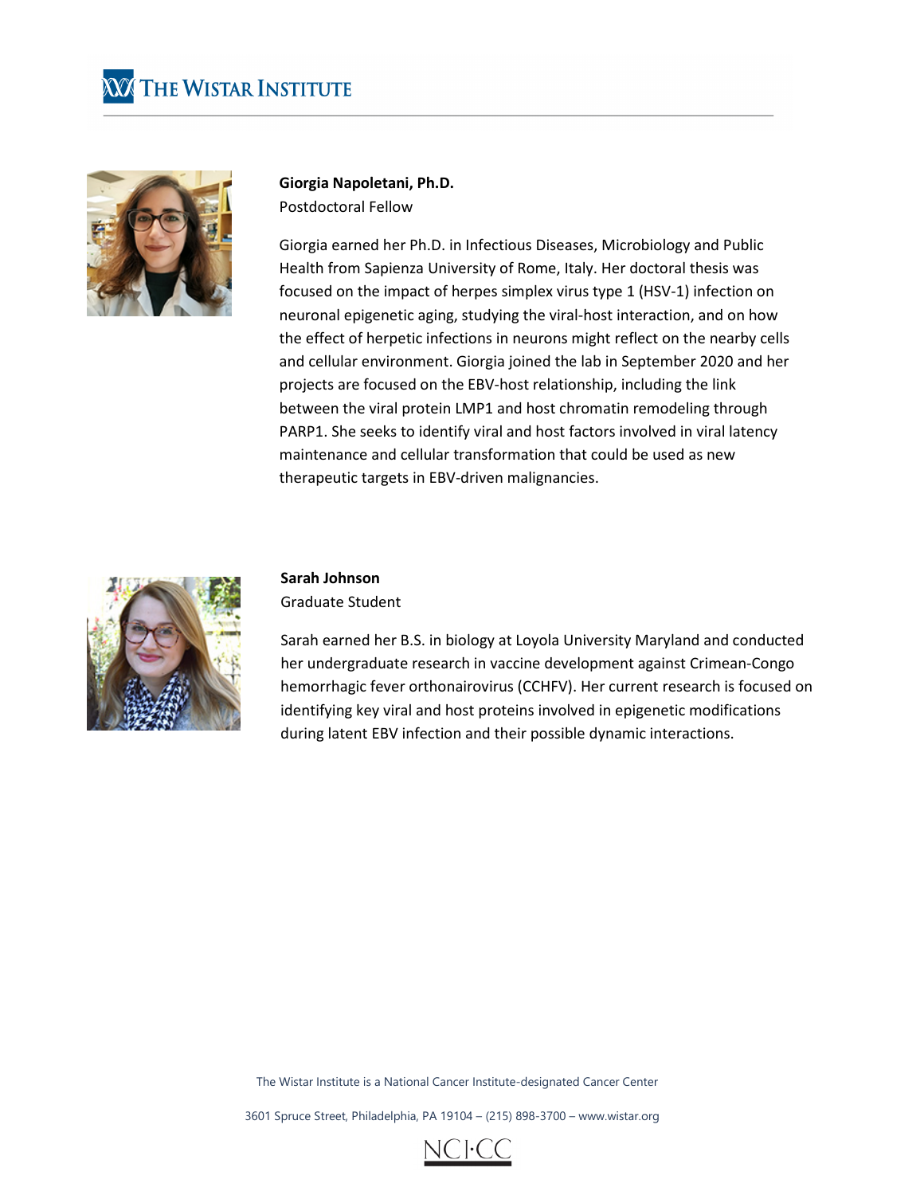**Giorgia Napoletani, Ph.D.**
Postdoctoral Fellow

Giorgia earned her Ph.D. in Infectious Diseases, Microbiology and Public Health from Sapienza University of Rome, Italy. Her doctoral thesis was focused on the impact of herpes simplex virus type 1 (HSV-1) infection on neuronal epigenetic aging, studying the viral-host interaction, and on how the effect of herpetic infections in neurons might reflect on the nearby cells and cellular environment. Giorgia joined the lab in September 2020 and her projects are focused on the EBV-host relationship, including the link between the viral protein LMP1 and host chromatin remodeling through PARP1. She seeks to identify viral and host factors involved in viral latency maintenance and cellular transformation that could be used as new therapeutic targets in EBV-driven malignancies.

**Sarah Johnson**
Graduate Student

Sarah earned her B.S. in biology at Loyola University Maryland and conducted her undergraduate research in vaccine development against Crimean-Congo hemorrhagic fever orthonairovirus (CCHFV). Her current research is focused on identifying key viral and host proteins involved in epigenetic modifications during latent EBV infection and their possible dynamic interactions.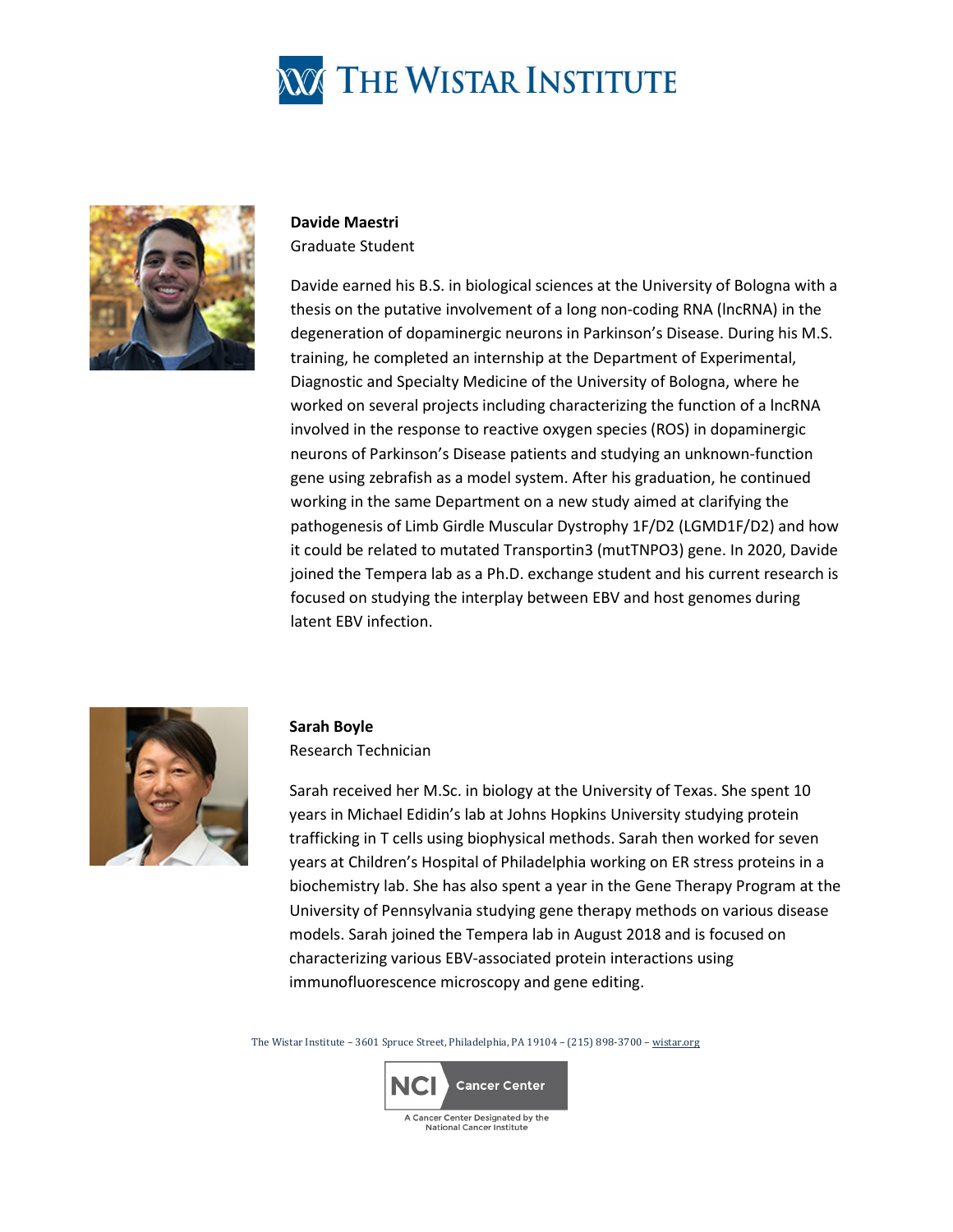**Davide Maestri**
Graduate Student

Davide earned his B.S. in biological sciences at the University of Bologna with a thesis on the putative involvement of a long non-coding RNA (lncRNA) in the degeneration of dopaminergic neurons in Parkinson's Disease. During his M.S. training, he completed an internship at the Department of Experimental, Diagnostic and Specialty Medicine of the University of Bologna, where he worked on several projects including characterizing the function of a lncRNA involved in the response to reactive oxygen species (ROS) in dopaminergic neurons of Parkinson's Disease patients and studying an unknown-function gene using zebrafish as a model system. After his graduation, he continued working in the same Department on a new study aimed at clarifying the pathogenesis of Limb Girdle Muscular Dystrophy 1F/D2 (LGMD1F/D2) and how it could be related to mutated Transportin3 (mutTNPO3) gene. In 2020, Davide joined the Tempera lab as a Ph.D. exchange student and his current research is focused on studying the interplay between EBV and host genomes during latent EBV infection.

**Sarah Boyle**
Research Technician

Sarah received her M.Sc. in biology at the University of Texas. She spent 10 years in Michael Edidin's lab at Johns Hopkins University studying protein trafficking in T cells using biophysical methods. Sarah then worked for seven years at Children's Hospital of Philadelphia working on ER stress proteins in a biochemistry lab. She has also spent a year in the Gene Therapy Program at the University of Pennsylvania studying gene therapy methods on various disease models. Sarah joined the Tempera lab in August 2018 and is focused on characterizing various EBV-associated protein interactions using immunofluorescence microscopy and gene editing.